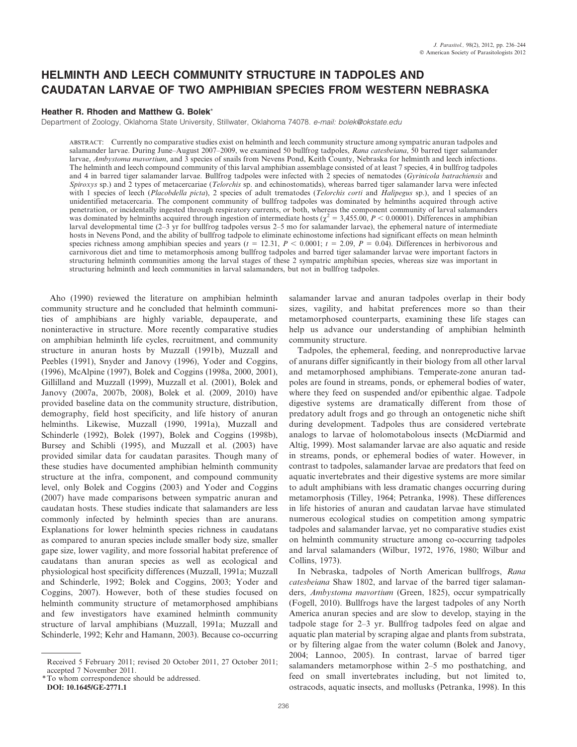# HELMINTH AND LEECH COMMUNITY STRUCTURE IN TADPOLES AND CAUDATAN LARVAE OF TWO AMPHIBIAN SPECIES FROM WESTERN NEBRASKA

**Heather R. Rhoden and Matthew G. Bolek***

Department of Zoology, Oklahoma State University, Stillwater, Oklahoma 74078. *e-mail: bolek@okstate.edu*

ABSTRACT: Currently no comparative studies exist on helminth and leech community structure among sympatric anuran tadpoles and salamander larvae. During June–August 2007–2009, we examined 50 bullfrog tadpoles, *Rana catesbeiana*, 50 barred tiger salamander larvae, *Ambystoma mavortium*, and 3 species of snails from Nevens Pond, Keith County, Nebraska for helminth and leech infections. The helminth and leech compound community of this larval amphibian assemblage consisted of at least 7 species, 4 in bullfrog tadpoles and 4 in barred tiger salamander larvae. Bullfrog tadpoles were infected with 2 species of nematodes (*Gyrinicola batrachiensis* and *Spiroxys* sp.) and 2 types of metacercariae (*Telorchis* sp. and echinostomatids), whereas barred tiger salamander larva were infected with 1 species of leech (*Placobdella picta*), 2 species of adult trematodes (*Telorchis corti* and *Halipegus* sp.), and 1 species of an unidentified metacercaria. The component community of bullfrog tadpoles was dominated by helminths acquired through active penetration, or incidentally ingested through respiratory currents, or both, whereas the component community of larval salamanders was dominated by helminths acquired through ingestion of intermediate hosts ($\chi^2 = 3{,}455.00$, $P < 0.00001$). Differences in amphibian larval developmental time (2–3 yr for bullfrog tadpoles versus 2–5 mo for salamander larvae), the ephemeral nature of intermediate hosts in Nevens Pond, and the ability of bullfrog tadpole to eliminate echinostome infections had significant effects on mean helminth species richness among amphibian species and years ($t = 12.31$, $P < 0.0001$; $t = 2.09$, $P = 0.04$). Differences in herbivorous and carnivorous diet and time to metamorphosis among bullfrog tadpoles and barred tiger salamander larvae were important factors in structuring helminth communities among the larval stages of these 2 sympatric amphibian species, whereas size was important in structuring helminth and leech communities in larval salamanders, but not in bullfrog tadpoles.

Aho (1990) reviewed the literature on amphibian helminth community structure and he concluded that helminth communities of amphibians are highly variable, depauperate, and noninteractive in structure. More recently comparative studies on amphibian helminth life cycles, recruitment, and community structure in anuran hosts by Muzzall (1991b), Muzzall and Peebles (1991), Snyder and Janovy (1996), Yoder and Coggins, (1996), McAlpine (1997), Bolek and Coggins (1998a, 2000, 2001), Gillilland and Muzzall (1999), Muzzall et al. (2001), Bolek and Janovy (2007a, 2007b, 2008), Bolek et al. (2009, 2010) have provided baseline data on the community structure, distribution, demography, field host specificity, and life history of anuran helminths. Likewise, Muzzall (1990, 1991a), Muzzall and Schinderle (1992), Bolek (1997), Bolek and Coggins (1998b), Bursey and Schibli (1995), and Muzzall et al. (2003) have provided similar data for caudatan parasites. Though many of these studies have documented amphibian helminth community structure at the infra, component, and compound community level, only Bolek and Coggins (2003) and Yoder and Coggins (2007) have made comparisons between sympatric anuran and caudatan hosts. These studies indicate that salamanders are less commonly infected by helminth species than are anurans. Explanations for lower helminth species richness in caudatans as compared to anuran species include smaller body size, smaller gape size, lower vagility, and more fossorial habitat preference of caudatans than anuran species as well as ecological and physiological host specificity differences (Muzzall, 1991a; Muzzall and Schinderle, 1992; Bolek and Coggins, 2003; Yoder and Coggins, 2007). However, both of these studies focused on helminth community structure of metamorphosed amphibians and few investigators have examined helminth community structure of larval amphibians (Muzzall, 1991a; Muzzall and Schinderle, 1992; Kehr and Hamann, 2003). Because co-occurring salamander larvae and anuran tadpoles overlap in their body sizes, vagility, and habitat preferences more so than their metamorphosed counterparts, examining these life stages can help us advance our understanding of amphibian helminth community structure.

Tadpoles, the ephemeral, feeding, and nonreproductive larvae of anurans differ significantly in their biology from all other larval and metamorphosed amphibians. Temperate-zone anuran tadpoles are found in streams, ponds, or ephemeral bodies of water, where they feed on suspended and/or epibenthic algae. Tadpole digestive systems are dramatically different from those of predatory adult frogs and go through an ontogenetic niche shift during development. Tadpoles thus are considered vertebrate analogs to larvae of holomotabolous insects (McDiarmid and Altig, 1999). Most salamander larvae are also aquatic and reside in streams, ponds, or ephemeral bodies of water. However, in contrast to tadpoles, salamander larvae are predators that feed on aquatic invertebrates and their digestive systems are more similar to adult amphibians with less dramatic changes occurring during metamorphosis (Tilley, 1964; Petranka, 1998). These differences in life histories of anuran and caudatan larvae have stimulated numerous ecological studies on competition among sympatric tadpoles and salamander larvae, yet no comparative studies exist on helminth community structure among co-occurring tadpoles and larval salamanders (Wilbur, 1972, 1976, 1980; Wilbur and Collins, 1973).

In Nebraska, tadpoles of North American bullfrogs, *Rana catesbeiana* Shaw 1802, and larvae of the barred tiger salamanders, *Ambystoma mavortium* (Green, 1825), occur sympatrically (Fogell, 2010). Bullfrogs have the largest tadpoles of any North America anuran species and are slow to develop, staying in the tadpole stage for 2–3 yr. Bullfrog tadpoles feed on algae and aquatic plan material by scraping algae and plants from substrata, or by filtering algae from the water column (Bolek and Janovy, 2004; Lannoo, 2005). In contrast, larvae of barred tiger salamanders metamorphose within 2–5 mo posthatching, and feed on small invertebrates including, but not limited to, ostracods, aquatic insects, and mollusks (Petranka, 1998). In this

Received 5 February 2011; revised 20 October 2011, 27 October 2011; accepted 7 November 2011.

*To whom correspondence should be addressed.

**DOI: 10.1645/GE-2771.1**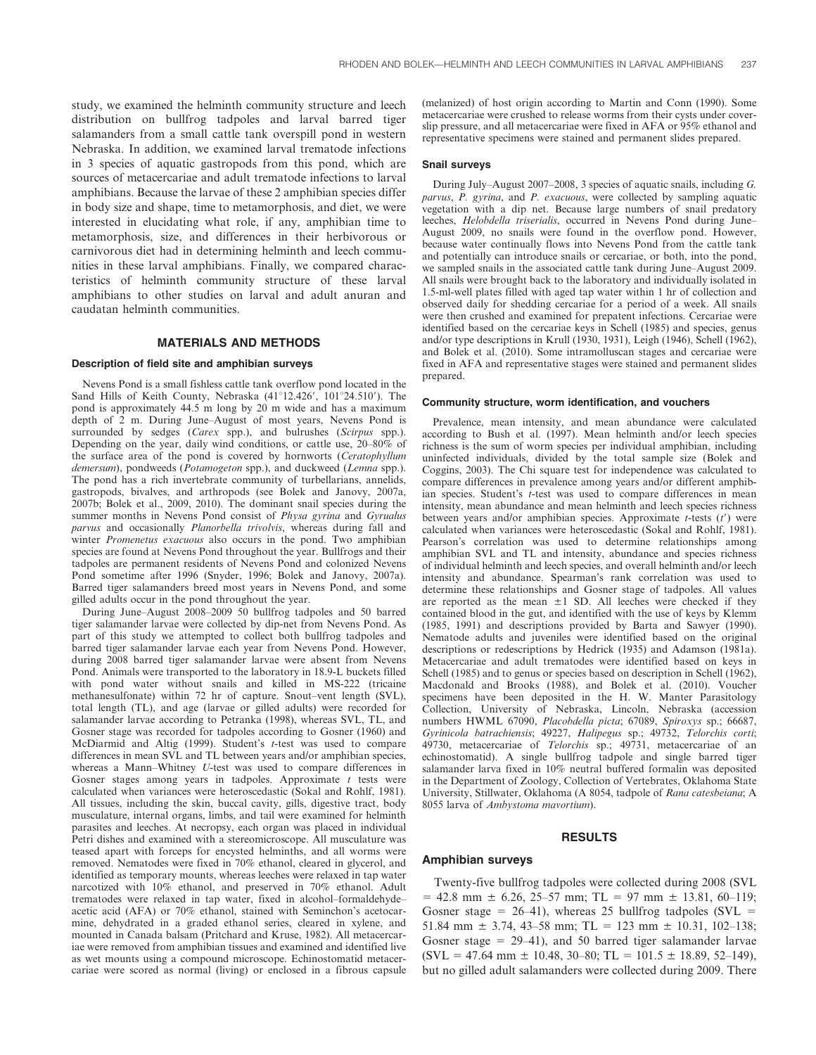study, we examined the helminth community structure and leech distribution on bullfrog tadpoles and larval barred tiger salamanders from a small cattle tank overspill pond in western Nebraska. In addition, we examined larval trematode infections in 3 species of aquatic gastropods from this pond, which are sources of metacercariae and adult trematode infections to larval amphibians. Because the larvae of these 2 amphibian species differ in body size and shape, time to metamorphosis, and diet, we were interested in elucidating what role, if any, amphibian time to metamorphosis, size, and differences in their herbivorous or carnivorous diet had in determining helminth and leech communities in these larval amphibians. Finally, we compared characteristics of helminth community structure of these larval amphibians to other studies on larval and adult anuran and caudatan helminth communities.

## MATERIALS AND METHODS

### Description of field site and amphibian surveys

Nevens Pond is a small fishless cattle tank overflow pond located in the Sand Hills of Keith County, Nebraska (41°12.426′, 101°24.510′). The pond is approximately 44.5 m long by 20 m wide and has a maximum depth of 2 m. During June–August of most years, Nevens Pond is surrounded by sedges (*Carex* spp.), and bulrushes (*Scirpus* spp.). Depending on the year, daily wind conditions, or cattle use, 20–80% of the surface area of the pond is covered by hornworts (*Ceratophyllum demersum*), pondweeds (*Potamogeton* spp.), and duckweed (*Lemna* spp.). The pond has a rich invertebrate community of turbellarians, annelids, gastropods, bivalves, and arthropods (see Bolek and Janovy, 2007a, 2007b; Bolek et al., 2009, 2010). The dominant snail species during the summer months in Nevens Pond consist of *Physa gyrina* and *Gyrualus parvus* and occasionally *Planorbella trivolvis*, whereas during fall and winter *Promenetus exacuous* also occurs in the pond. Two amphibian species are found at Nevens Pond throughout the year. Bullfrogs and their tadpoles are permanent residents of Nevens Pond and colonized Nevens Pond sometime after 1996 (Snyder, 1996; Bolek and Janovy, 2007a). Barred tiger salamanders breed most years in Nevens Pond, and some gilled adults occur in the pond throughout the year.

During June–August 2008–2009 50 bullfrog tadpoles and 50 barred tiger salamander larvae were collected by dip-net from Nevens Pond. As part of this study we attempted to collect both bullfrog tadpoles and barred tiger salamander larvae each year from Nevens Pond. However, during 2008 barred tiger salamander larvae were absent from Nevens Pond. Animals were transported to the laboratory in 18.9-L buckets filled with pond water without snails and killed in MS-222 (tricaine methanesulfonate) within 72 hr of capture. Snout–vent length (SVL), total length (TL), and age (larvae or gilled adults) were recorded for salamander larvae according to Petranka (1998), whereas SVL, TL, and Gosner stage was recorded for tadpoles according to Gosner (1960) and McDiarmid and Altig (1999). Student's *t*-test was used to compare differences in mean SVL and TL between years and/or amphibian species, whereas a Mann–Whitney *U*-test was used to compare differences in Gosner stages among years in tadpoles. Approximate *t* tests were calculated when variances were heteroscedastic (Sokal and Rohlf, 1981). All tissues, including the skin, buccal cavity, gills, digestive tract, body musculature, internal organs, limbs, and tail were examined for helminth parasites and leeches. At necropsy, each organ was placed in individual Petri dishes and examined with a stereomicroscope. All musculature was teased apart with forceps for encysted helminths, and all worms were removed. Nematodes were fixed in 70% ethanol, cleared in glycerol, and identified as temporary mounts, whereas leeches were relaxed in tap water narcotized with 10% ethanol, and preserved in 70% ethanol. Adult trematodes were relaxed in tap water, fixed in alcohol–formaldehyde–acetic acid (AFA) or 70% ethanol, stained with Seminchon's acetocarmine, dehydrated in a graded ethanol series, cleared in xylene, and mounted in Canada balsam (Pritchard and Kruse, 1982). All metacercariae were removed from amphibian tissues and examined and identified live as wet mounts using a compound microscope. Echinostomatid metacercariae were scored as normal (living) or enclosed in a fibrous capsule (melanized) of host origin according to Martin and Conn (1990). Some metacercariae were crushed to release worms from their cysts under coverslip pressure, and all metacercariae were fixed in AFA or 95% ethanol and representative specimens were stained and permanent slides prepared.

### Snail surveys

During July–August 2007–2008, 3 species of aquatic snails, including *G. parvus*, *P. gyrina*, and *P. exacuous*, were collected by sampling aquatic vegetation with a dip net. Because large numbers of snail predatory leeches, *Helobdella triserialis*, occurred in Nevens Pond during June–August 2009, no snails were found in the overflow pond. However, because water continually flows into Nevens Pond from the cattle tank and potentially can introduce snails or cercariae, or both, into the pond, we sampled snails in the associated cattle tank during June–August 2009. All snails were brought back to the laboratory and individually isolated in 1.5-ml-well plates filled with aged tap water within 1 hr of collection and observed daily for shedding cercariae for a period of a week. All snails were then crushed and examined for prepatent infections. Cercariae were identified based on the cercariae keys in Schell (1985) and species, genus and/or type descriptions in Krull (1930, 1931), Leigh (1946), Schell (1962), and Bolek et al. (2010). Some intramolluscan stages and cercariae were fixed in AFA and representative stages were stained and permanent slides prepared.

### Community structure, worm identification, and vouchers

Prevalence, mean intensity, and mean abundance were calculated according to Bush et al. (1997). Mean helminth and/or leech species richness is the sum of worm species per individual amphibian, including uninfected individuals, divided by the total sample size (Bolek and Coggins, 2003). The Chi square test for independence was calculated to compare differences in prevalence among years and/or different amphibian species. Student's *t*-test was used to compare differences in mean intensity, mean abundance and mean helminth and leech species richness between years and/or amphibian species. Approximate *t*-tests ($t'$) were calculated when variances were heteroscedastic (Sokal and Rohlf, 1981). Pearson's correlation was used to determine relationships among amphibian SVL and TL and intensity, abundance and species richness of individual helminth and leech species, and overall helminth and/or leech intensity and abundance. Spearman's rank correlation was used to determine these relationships and Gosner stage of tadpoles. All values are reported as the mean ±1 SD. All leeches were checked if they contained blood in the gut, and identified with the use of keys by Klemm (1985, 1991) and descriptions provided by Barta and Sawyer (1990). Nematode adults and juveniles were identified based on the original descriptions or redescriptions by Hedrick (1935) and Adamson (1981a). Metacercariae and adult trematodes were identified based on keys in Schell (1985) and to genus or species based on description in Schell (1962), Macdonald and Brooks (1988), and Bolek et al. (2010). Voucher specimens have been deposited in the H. W. Manter Parasitology Collection, University of Nebraska, Lincoln, Nebraska (accession numbers HWML 67090, *Placobdella picta*; 67089, *Spiroxys* sp.; 66687, *Gyrinicola batrachiensis*; 49227, *Halipegus* sp.; 49732, *Telorchis corti*; 49730, metacercariae of *Telorchis* sp.; 49731, metacercariae of an echinostomatid). A single bullfrog tadpole and single barred tiger salamander larva fixed in 10% neutral buffered formalin was deposited in the Department of Zoology, Collection of Vertebrates, Oklahoma State University, Stillwater, Oklahoma (A 8054, tadpole of *Rana catesbeiana*; A 8055 larva of *Ambystoma mavortium*).

## RESULTS

### Amphibian surveys

Twenty-five bullfrog tadpoles were collected during 2008 (SVL = 42.8 mm ± 6.26, 25–57 mm; TL = 97 mm ± 13.81, 60–119; Gosner stage = 26–41), whereas 25 bullfrog tadpoles (SVL = 51.84 mm ± 3.74, 43–58 mm; TL = 123 mm ± 10.31, 102–138; Gosner stage = 29–41), and 50 barred tiger salamander larvae (SVL = 47.64 mm ± 10.48, 30–80; TL = 101.5 ± 18.89, 52–149), but no gilled adult salamanders were collected during 2009. There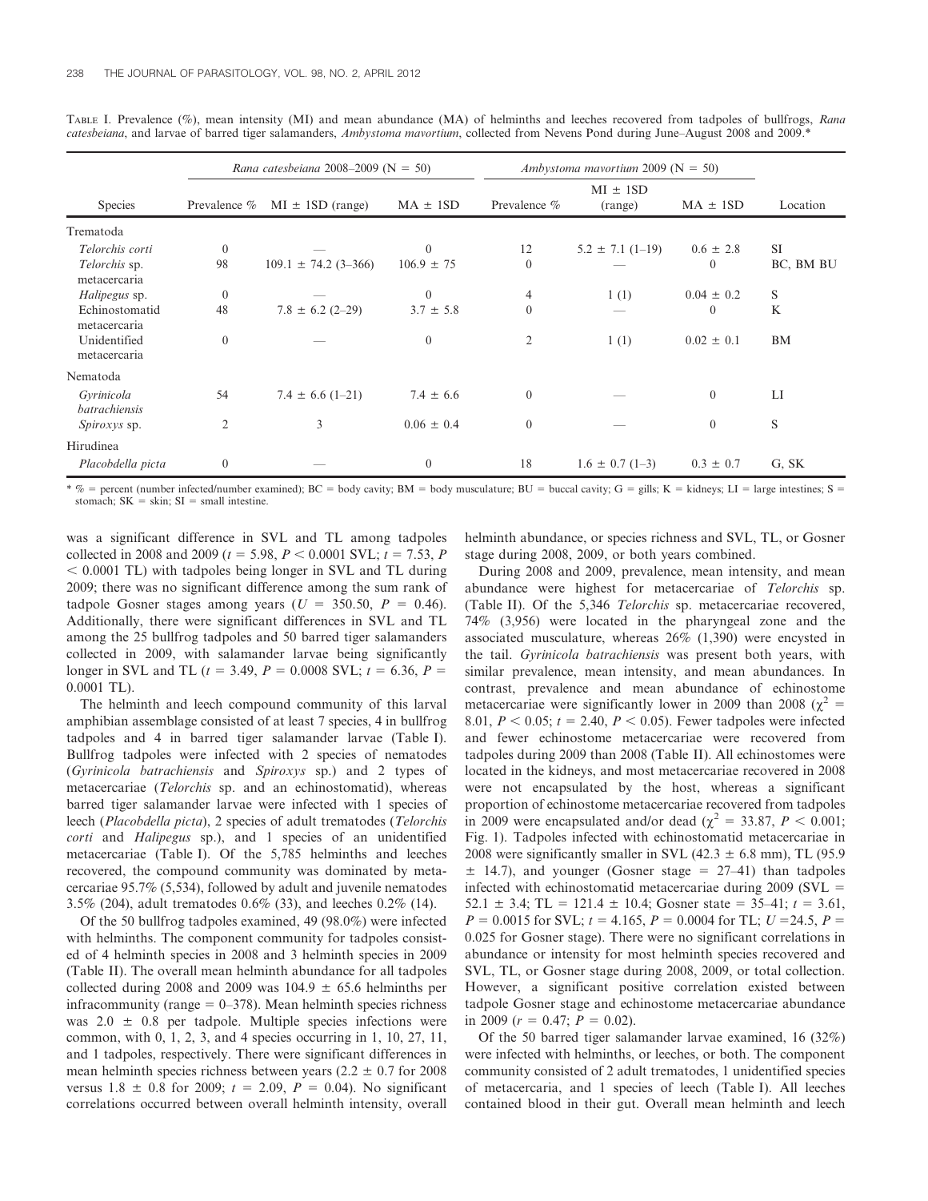TABLE I. Prevalence (%), mean intensity (MI) and mean abundance (MA) of helminths and leeches recovered from tadpoles of bullfrogs, *Rana catesbeiana*, and larvae of barred tiger salamanders, *Ambystoma mavortium*, collected from Nevens Pond during June–August 2008 and 2009.*

| | *Rana catesbeiana* 2008–2009 (N = 50) | | | *Ambystoma mavortium* 2009 (N = 50) | | | |
|---|---|---|---|---|---|---|---|
| Species | Prevalence % | MI ± 1SD (range) | MA ± 1SD | Prevalence % | MI ± 1SD (range) | MA ± 1SD | Location |
| Trematoda | | | | | | | |
| *Telorchis corti* | 0 | — | 0 | 12 | 5.2 ± 7.1 (1–19) | 0.6 ± 2.8 | SI |
| *Telorchis* sp. metacercaria | 98 | 109.1 ± 74.2 (3–366) | 106.9 ± 75 | 0 | — | 0 | BC, BM BU |
| *Halipegus* sp. | 0 | — | 0 | 4 | 1 (1) | 0.04 ± 0.2 | S |
| Echinostomatid metacercaria | 48 | 7.8 ± 6.2 (2–29) | 3.7 ± 5.8 | 0 | — | 0 | K |
| Unidentified metacercaria | 0 | — | 0 | 2 | 1 (1) | 0.02 ± 0.1 | BM |
| Nematoda | | | | | | | |
| *Gyrinicola batrachiensis* | 54 | 7.4 ± 6.6 (1–21) | 7.4 ± 6.6 | 0 | — | 0 | LI |
| *Spiroxys* sp. | 2 | 3 | 0.06 ± 0.4 | 0 | — | 0 | S |
| Hirudinea | | | | | | | |
| *Placobdella picta* | 0 | — | 0 | 18 | 1.6 ± 0.7 (1–3) | 0.3 ± 0.7 | G, SK |

\* % = percent (number infected/number examined); BC = body cavity; BM = body musculature; BU = buccal cavity; G = gills; K = kidneys; LI = large intestines; S = stomach; SK = skin; SI = small intestine.

was a significant difference in SVL and TL among tadpoles collected in 2008 and 2009 ($t = 5.98$, $P < 0.0001$ SVL; $t = 7.53$, $P < 0.0001$ TL) with tadpoles being longer in SVL and TL during 2009; there was no significant difference among the sum rank of tadpole Gosner stages among years ($U = 350.50$, $P = 0.46$). Additionally, there were significant differences in SVL and TL among the 25 bullfrog tadpoles and 50 barred tiger salamanders collected in 2009, with salamander larvae being significantly longer in SVL and TL ($t = 3.49$, $P = 0.0008$ SVL; $t = 6.36$, $P = 0.0001$ TL).

The helminth and leech compound community of this larval amphibian assemblage consisted of at least 7 species, 4 in bullfrog tadpoles and 4 in barred tiger salamander larvae (Table I). Bullfrog tadpoles were infected with 2 species of nematodes (*Gyrinicola batrachiensis* and *Spiroxys* sp.) and 2 types of metacercariae (*Telorchis* sp. and an echinostomatid), whereas barred tiger salamander larvae were infected with 1 species of leech (*Placobdella picta*), 2 species of adult trematodes (*Telorchis corti* and *Halipegus* sp.), and 1 species of an unidentified metacercariae (Table I). Of the 5,785 helminths and leeches recovered, the compound community was dominated by metacercariae 95.7% (5,534), followed by adult and juvenile nematodes 3.5% (204), adult trematodes 0.6% (33), and leeches 0.2% (14).

Of the 50 bullfrog tadpoles examined, 49 (98.0%) were infected with helminths. The component community for tadpoles consisted of 4 helminth species in 2008 and 3 helminth species in 2009 (Table II). The overall mean helminth abundance for all tadpoles collected during 2008 and 2009 was 104.9 ± 65.6 helminths per infracommunity (range = 0–378). Mean helminth species richness was 2.0 ± 0.8 per tadpole. Multiple species infections were common, with 0, 1, 2, 3, and 4 species occurring in 1, 10, 27, 11, and 1 tadpoles, respectively. There were significant differences in mean helminth species richness between years (2.2 ± 0.7 for 2008 versus 1.8 ± 0.8 for 2009; $t = 2.09$, $P = 0.04$). No significant correlations occurred between overall helminth intensity, overall helminth abundance, or species richness and SVL, TL, or Gosner stage during 2008, 2009, or both years combined.

During 2008 and 2009, prevalence, mean intensity, and mean abundance were highest for metacercariae of *Telorchis* sp. (Table II). Of the 5,346 *Telorchis* sp. metacercariae recovered, 74% (3,956) were located in the pharyngeal zone and the associated musculature, whereas 26% (1,390) were encysted in the tail. *Gyrinicola batrachiensis* was present both years, with similar prevalence, mean intensity, and mean abundances. In contrast, prevalence and mean abundance of echinostome metacercariae were significantly lower in 2009 than 2008 ($\chi^2 = 8.01$, $P < 0.05$; $t = 2.40$, $P < 0.05$). Fewer tadpoles were infected and fewer echinostome metacercariae were recovered from tadpoles during 2009 than 2008 (Table II). All echinostomes were located in the kidneys, and most metacercariae recovered in 2008 were not encapsulated by the host, whereas a significant proportion of echinostome metacercariae recovered from tadpoles in 2009 were encapsulated and/or dead ($\chi^2 = 33.87$, $P < 0.001$; Fig. 1). Tadpoles infected with echinostomatid metacercariae in 2008 were significantly smaller in SVL (42.3 ± 6.8 mm), TL (95.9 ± 14.7), and younger (Gosner stage = 27–41) than tadpoles infected with echinostomatid metacercariae during 2009 (SVL = 52.1 ± 3.4; TL = 121.4 ± 10.4; Gosner state = 35–41; $t = 3.61$, $P = 0.0015$ for SVL; $t = 4.165$, $P = 0.0004$ for TL; $U = 24.5$, $P = 0.025$ for Gosner stage). There were no significant correlations in abundance or intensity for most helminth species recovered and SVL, TL, or Gosner stage during 2008, 2009, or total collection. However, a significant positive correlation existed between tadpole Gosner stage and echinostome metacercariae abundance in 2009 ($r = 0.47$; $P = 0.02$).

Of the 50 barred tiger salamander larvae examined, 16 (32%) were infected with helminths, or leeches, or both. The component community consisted of 2 adult trematodes, 1 unidentified species of metacercaria, and 1 species of leech (Table I). All leeches contained blood in their gut. Overall mean helminth and leech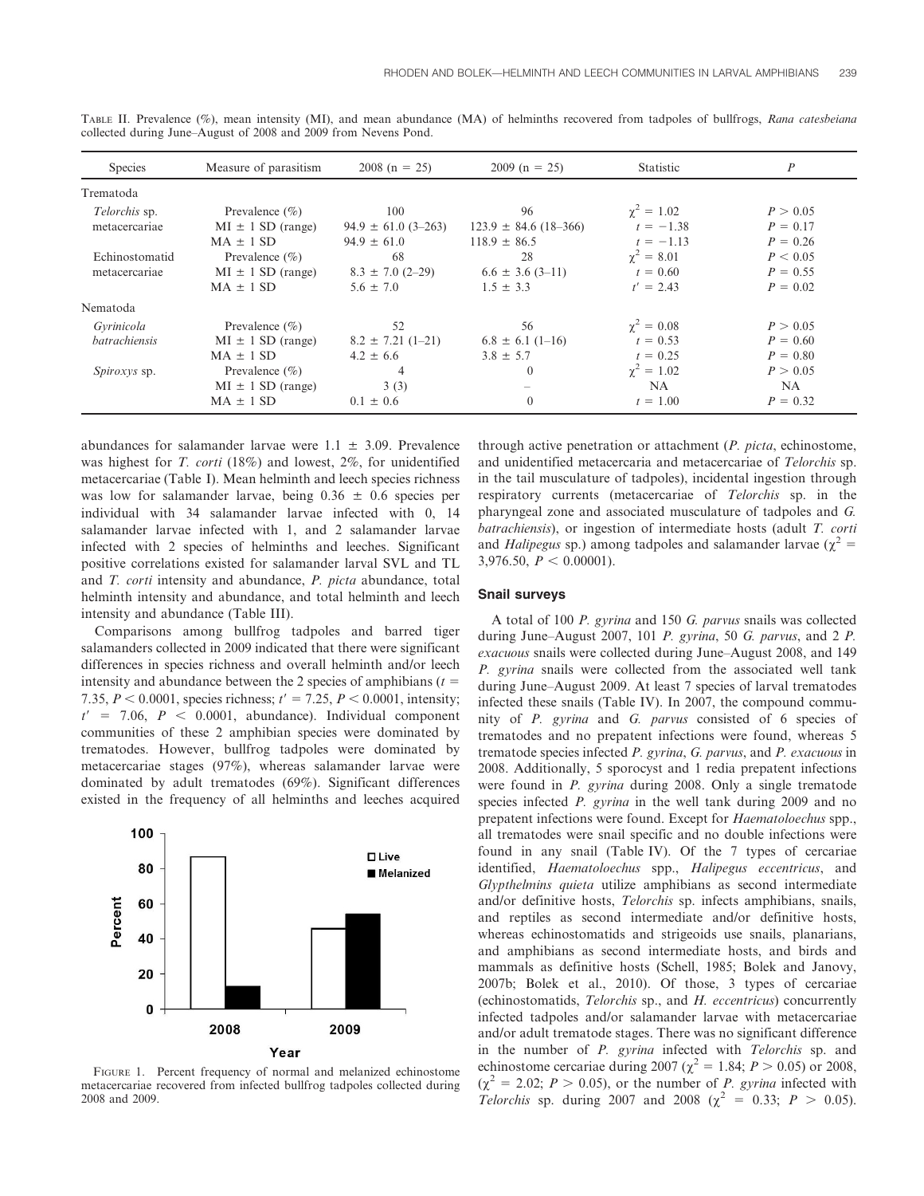TABLE II. Prevalence (%), mean intensity (MI), and mean abundance (MA) of helminths recovered from tadpoles of bullfrogs, *Rana catesbeiana* collected during June–August of 2008 and 2009 from Nevens Pond.

| Species | Measure of parasitism | 2008 (n = 25) | 2009 (n = 25) | Statistic | *P* |
|---|---|---|---|---|---|
| Trematoda | | | | | |
| *Telorchis* sp. metacercariae | Prevalence (%) | 100 | 96 | $\chi^2 = 1.02$ | $P > 0.05$ |
| | MI ± 1 SD (range) | 94.9 ± 61.0 (3–263) | 123.9 ± 84.6 (18–366) | $t = -1.38$ | $P = 0.17$ |
| | MA ± 1 SD | 94.9 ± 61.0 | 118.9 ± 86.5 | $t = -1.13$ | $P = 0.26$ |
| Echinostomatid metacercariae | Prevalence (%) | 68 | 28 | $\chi^2 = 8.01$ | $P < 0.05$ |
| | MI ± 1 SD (range) | 8.3 ± 7.0 (2–29) | 6.6 ± 3.6 (3–11) | $t = 0.60$ | $P = 0.55$ |
| | MA ± 1 SD | 5.6 ± 7.0 | 1.5 ± 3.3 | $t' = 2.43$ | $P = 0.02$ |
| Nematoda | | | | | |
| *Gyrinicola batrachiensis* | Prevalence (%) | 52 | 56 | $\chi^2 = 0.08$ | $P > 0.05$ |
| | MI ± 1 SD (range) | 8.2 ± 7.21 (1–21) | 6.8 ± 6.1 (1–16) | $t = 0.53$ | $P = 0.60$ |
| | MA ± 1 SD | 4.2 ± 6.6 | 3.8 ± 5.7 | $t = 0.25$ | $P = 0.80$ |
| *Spiroxys* sp. | Prevalence (%) | 4 | 0 | $\chi^2 = 1.02$ | $P > 0.05$ |
| | MI ± 1 SD (range) | 3 (3) | – | NA | NA |
| | MA ± 1 SD | 0.1 ± 0.6 | 0 | $t = 1.00$ | $P = 0.32$ |

abundances for salamander larvae were 1.1 ± 3.09. Prevalence was highest for *T. corti* (18%) and lowest, 2%, for unidentified metacercariae (Table I). Mean helminth and leech species richness was low for salamander larvae, being 0.36 ± 0.6 species per individual with 34 salamander larvae infected with 0, 14 salamander larvae infected with 1, and 2 salamander larvae infected with 2 species of helminths and leeches. Significant positive correlations existed for salamander larval SVL and TL and *T. corti* intensity and abundance, *P. picta* abundance, total helminth intensity and abundance, and total helminth and leech intensity and abundance (Table III).

Comparisons among bullfrog tadpoles and barred tiger salamanders collected in 2009 indicated that there were significant differences in species richness and overall helminth and/or leech intensity and abundance between the 2 species of amphibians ($t = 7.35$, $P < 0.0001$, species richness; $t' = 7.25$, $P < 0.0001$, intensity; $t' = 7.06$, $P < 0.0001$, abundance). Individual component communities of these 2 amphibian species were dominated by trematodes. However, bullfrog tadpoles were dominated by metacercariae stages (97%), whereas salamander larvae were dominated by adult trematodes (69%). Significant differences existed in the frequency of all helminths and leeches acquired through active penetration or attachment (*P. picta*, echinostome, and unidentified metacercaria and metacercariae of *Telorchis* sp. in the tail musculature of tadpoles), incidental ingestion through respiratory currents (metacercariae of *Telorchis* sp. in the pharyngeal zone and associated musculature of tadpoles and *G. batrachiensis*), or ingestion of intermediate hosts (adult *T. corti* and *Halipegus* sp.) among tadpoles and salamander larvae ($\chi^2 = 3{,}976.50$, $P < 0.00001$).

FIGURE 1. Percent frequency of normal and melanized echinostome metacercariae recovered from infected bullfrog tadpoles collected during 2008 and 2009.

## Snail surveys

A total of 100 *P. gyrina* and 150 *G. parvus* snails was collected during June–August 2007, 101 *P. gyrina*, 50 *G. parvus*, and 2 *P. exacuous* snails were collected during June–August 2008, and 149 *P. gyrina* snails were collected from the associated well tank during June–August 2009. At least 7 species of larval trematodes infected these snails (Table IV). In 2007, the compound community of *P. gyrina* and *G. parvus* consisted of 6 species of trematodes and no prepatent infections were found, whereas 5 trematode species infected *P. gyrina*, *G. parvus*, and *P. exacuous* in 2008. Additionally, 5 sporocyst and 1 redia prepatent infections were found in *P. gyrina* during 2008. Only a single trematode species infected *P. gyrina* in the well tank during 2009 and no prepatent infections were found. Except for *Haematoloechus* spp., all trematodes were snail specific and no double infections were found in any snail (Table IV). Of the 7 types of cercariae identified, *Haematoloechus* spp., *Halipegus eccentricus*, and *Glypthelmins quieta* utilize amphibians as second intermediate and/or definitive hosts, *Telorchis* sp. infects amphibians, snails, and reptiles as second intermediate and/or definitive hosts, whereas echinostomatids and strigeoids use snails, planarians, and amphibians as second intermediate hosts, and birds and mammals as definitive hosts (Schell, 1985; Bolek and Janovy, 2007b; Bolek et al., 2010). Of those, 3 types of cercariae (echinostomatids, *Telorchis* sp., and *H. eccentricus*) concurrently infected tadpoles and/or salamander larvae with metacercariae and/or adult trematode stages. There was no significant difference in the number of *P. gyrina* infected with *Telorchis* sp. and echinostome cercariae during 2007 ($\chi^2 = 1.84$; $P > 0.05$) or 2008, ($\chi^2 = 2.02$; $P > 0.05$), or the number of *P. gyrina* infected with *Telorchis* sp. during 2007 and 2008 ($\chi^2 = 0.33$; $P > 0.05$).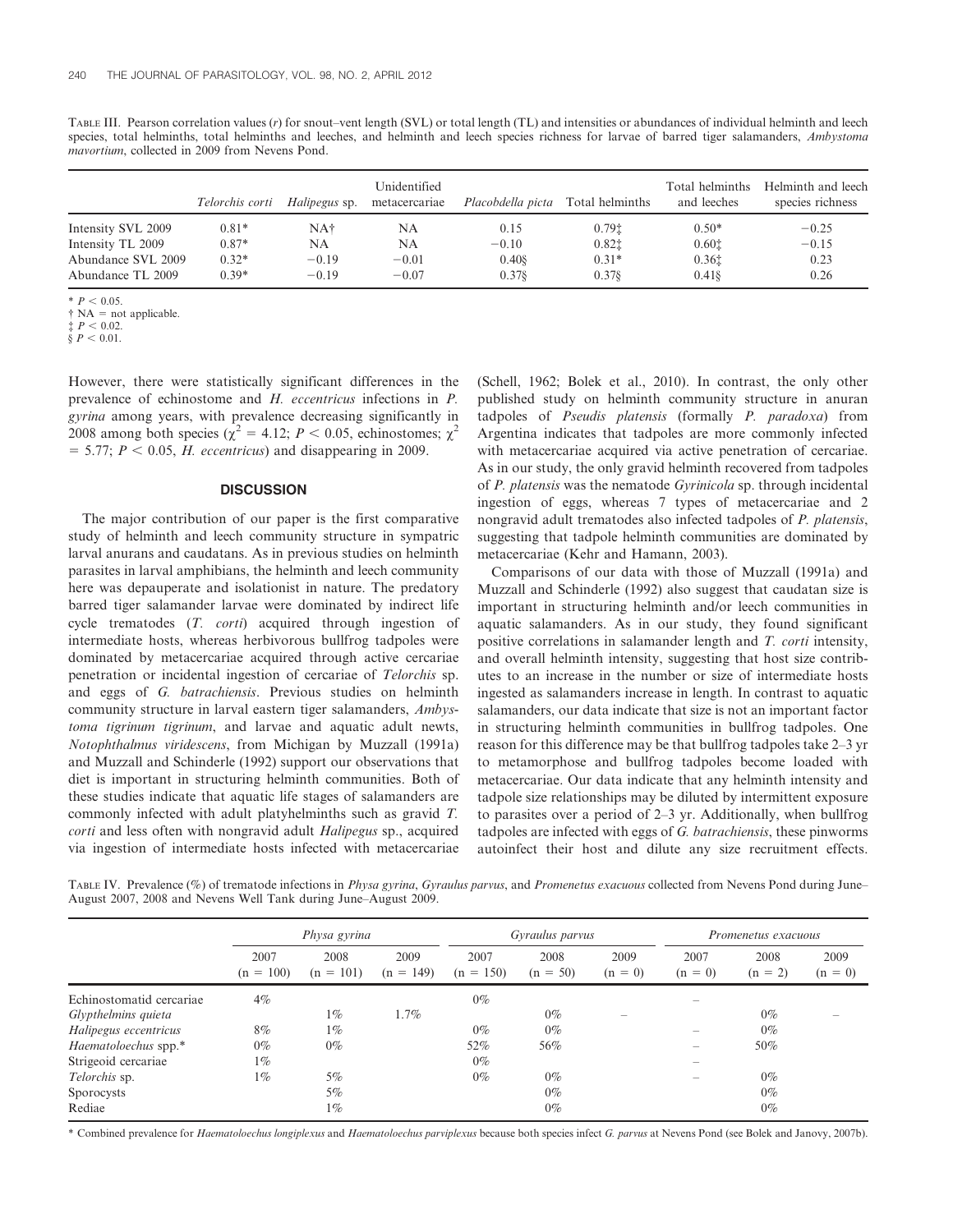TABLE III. Pearson correlation values (*r*) for snout–vent length (SVL) or total length (TL) and intensities or abundances of individual helminth and leech species, total helminths, total helminths and leeches, and helminth and leech species richness for larvae of barred tiger salamanders, *Ambystoma mavortium*, collected in 2009 from Nevens Pond.

| | *Telorchis corti* | *Halipegus* sp. | Unidentified metacercariae | *Placobdella picta* | Total helminths | Total helminths and leeches | Helminth and leech species richness |
|---|---|---|---|---|---|---|---|
| Intensity SVL 2009 | 0.81* | NA† | NA | 0.15 | 0.79‡ | 0.50* | −0.25 |
| Intensity TL 2009 | 0.87* | NA | NA | −0.10 | 0.82‡ | 0.60‡ | −0.15 |
| Abundance SVL 2009 | 0.32* | −0.19 | −0.01 | 0.40§ | 0.31* | 0.36‡ | 0.23 |
| Abundance TL 2009 | 0.39* | −0.19 | −0.07 | 0.37§ | 0.37§ | 0.41§ | 0.26 |

* $P < 0.05$.
† NA = not applicable.
‡ $P < 0.02$.
§ $P < 0.01$.

However, there were statistically significant differences in the prevalence of echinostome and *H. eccentricus* infections in *P. gyrina* among years, with prevalence decreasing significantly in 2008 among both species ($\chi^2 = 4.12$; $P < 0.05$, echinostomes; $\chi^2 = 5.77$; $P < 0.05$, *H. eccentricus*) and disappearing in 2009.

## DISCUSSION

The major contribution of our paper is the first comparative study of helminth and leech community structure in sympatric larval anurans and caudatans. As in previous studies on helminth parasites in larval amphibians, the helminth and leech community here was depauperate and isolationist in nature. The predatory barred tiger salamander larvae were dominated by indirect life cycle trematodes (*T. corti*) acquired through ingestion of intermediate hosts, whereas herbivorous bullfrog tadpoles were dominated by metacercariae acquired through active cercariae penetration or incidental ingestion of cercariae of *Telorchis* sp. and eggs of *G. batrachiensis*. Previous studies on helminth community structure in larval eastern tiger salamanders, *Ambystoma tigrinum tigrinum*, and larvae and aquatic adult newts, *Notophthalmus viridescens*, from Michigan by Muzzall (1991a) and Muzzall and Schinderle (1992) support our observations that diet is important in structuring helminth communities. Both of these studies indicate that aquatic life stages of salamanders are commonly infected with adult platyhelminths such as gravid *T. corti* and less often with nongravid adult *Halipegus* sp., acquired via ingestion of intermediate hosts infected with metacercariae (Schell, 1962; Bolek et al., 2010). In contrast, the only other published study on helminth community structure in anuran tadpoles of *Pseudis platensis* (formally *P. paradoxa*) from Argentina indicates that tadpoles are more commonly infected with metacercariae acquired via active penetration of cercariae. As in our study, the only gravid helminth recovered from tadpoles of *P. platensis* was the nematode *Gyrinicola* sp. through incidental ingestion of eggs, whereas 7 types of metacercariae and 2 nongravid adult trematodes also infected tadpoles of *P. platensis*, suggesting that tadpole helminth communities are dominated by metacercariae (Kehr and Hamann, 2003).

Comparisons of our data with those of Muzzall (1991a) and Muzzall and Schinderle (1992) also suggest that caudatan size is important in structuring helminth and/or leech communities in aquatic salamanders. As in our study, they found significant positive correlations in salamander length and *T. corti* intensity, and overall helminth intensity, suggesting that host size contributes to an increase in the number or size of intermediate hosts ingested as salamanders increase in length. In contrast to aquatic salamanders, our data indicate that size is not an important factor in structuring helminth communities in bullfrog tadpoles. One reason for this difference may be that bullfrog tadpoles take 2–3 yr to metamorphose and bullfrog tadpoles become loaded with metacercariae. Our data indicate that any helminth intensity and tadpole size relationships may be diluted by intermittent exposure to parasites over a period of 2–3 yr. Additionally, when bullfrog tadpoles are infected with eggs of *G. batrachiensis*, these pinworms autoinfect their host and dilute any size recruitment effects.

TABLE IV. Prevalence (%) of trematode infections in *Physa gyrina*, *Gyraulus parvus*, and *Promenetus exacuous* collected from Nevens Pond during June–August 2007, 2008 and Nevens Well Tank during June–August 2009.

| | *Physa gyrina* | | | *Gyraulus parvus* | | | *Promenetus exacuous* | | |
|---|---|---|---|---|---|---|---|---|---|
| | 2007 (n = 100) | 2008 (n = 101) | 2009 (n = 149) | 2007 (n = 150) | 2008 (n = 50) | 2009 (n = 0) | 2007 (n = 0) | 2008 (n = 2) | 2009 (n = 0) |
| Echinostomatid cercariae | 4% | | | 0% | | | – | | |
| *Glypthelmins quieta* | | 1% | 1.7% | | 0% | – | | 0% | – |
| *Halipegus eccentricus* | 8% | 1% | | 0% | 0% | | – | 0% | |
| *Haematoloechus* spp.* | 0% | 0% | | 52% | 56% | | – | 50% | |
| Strigeoid cercariae | 1% | | | 0% | | | – | | |
| *Telorchis* sp. | 1% | 5% | | 0% | 0% | | – | 0% | |
| Sporocysts | | 5% | | | 0% | | | 0% | |
| Rediae | | 1% | | | 0% | | | 0% | |

* Combined prevalence for *Haematoloechus longiplexus* and *Haematoloechus parviplexus* because both species infect *G. parvus* at Nevens Pond (see Bolek and Janovy, 2007b).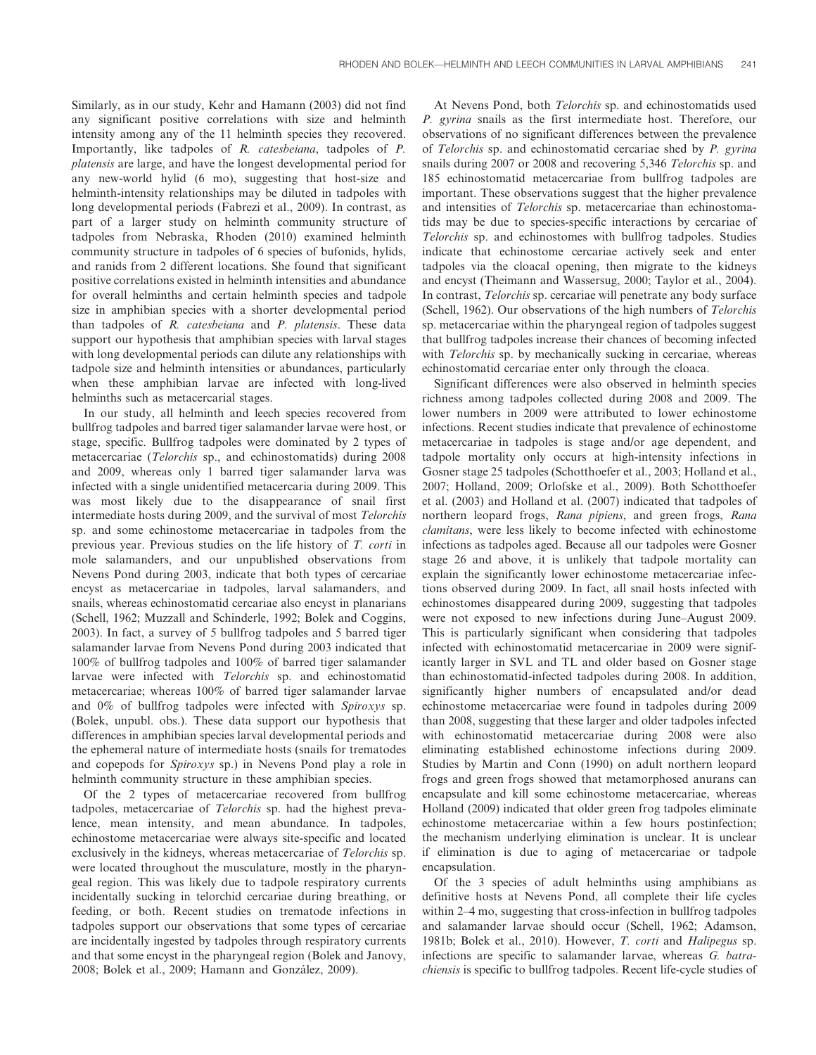Similarly, as in our study, Kehr and Hamann (2003) did not find any significant positive correlations with size and helminth intensity among any of the 11 helminth species they recovered. Importantly, like tadpoles of *R. catesbeiana*, tadpoles of *P. platensis* are large, and have the longest developmental period for any new-world hylid (6 mo), suggesting that host-size and helminth-intensity relationships may be diluted in tadpoles with long developmental periods (Fabrezi et al., 2009). In contrast, as part of a larger study on helminth community structure of tadpoles from Nebraska, Rhoden (2010) examined helminth community structure in tadpoles of 6 species of bufonids, hylids, and ranids from 2 different locations. She found that significant positive correlations existed in helminth intensities and abundance for overall helminths and certain helminth species and tadpole size in amphibian species with a shorter developmental period than tadpoles of *R. catesbeiana* and *P. platensis*. These data support our hypothesis that amphibian species with larval stages with long developmental periods can dilute any relationships with tadpole size and helminth intensities or abundances, particularly when these amphibian larvae are infected with long-lived helminths such as metacercarial stages.

In our study, all helminth and leech species recovered from bullfrog tadpoles and barred tiger salamander larvae were host, or stage, specific. Bullfrog tadpoles were dominated by 2 types of metacercariae (*Telorchis* sp., and echinostomatids) during 2008 and 2009, whereas only 1 barred tiger salamander larva was infected with a single unidentified metacercaria during 2009. This was most likely due to the disappearance of snail first intermediate hosts during 2009, and the survival of most *Telorchis* sp. and some echinostome metacercariae in tadpoles from the previous year. Previous studies on the life history of *T. corti* in mole salamanders, and our unpublished observations from Nevens Pond during 2003, indicate that both types of cercariae encyst as metacercariae in tadpoles, larval salamanders, and snails, whereas echinostomatid cercariae also encyst in planarians (Schell, 1962; Muzzall and Schinderle, 1992; Bolek and Coggins, 2003). In fact, a survey of 5 bullfrog tadpoles and 5 barred tiger salamander larvae from Nevens Pond during 2003 indicated that 100% of bullfrog tadpoles and 100% of barred tiger salamander larvae were infected with *Telorchis* sp. and echinostomatid metacercariae; whereas 100% of barred tiger salamander larvae and 0% of bullfrog tadpoles were infected with *Spiroxys* sp. (Bolek, unpubl. obs.). These data support our hypothesis that differences in amphibian species larval developmental periods and the ephemeral nature of intermediate hosts (snails for trematodes and copepods for *Spiroxys* sp.) in Nevens Pond play a role in helminth community structure in these amphibian species.

Of the 2 types of metacercariae recovered from bullfrog tadpoles, metacercariae of *Telorchis* sp. had the highest prevalence, mean intensity, and mean abundance. In tadpoles, echinostome metacercariae were always site-specific and located exclusively in the kidneys, whereas metacercariae of *Telorchis* sp. were located throughout the musculature, mostly in the pharyngeal region. This was likely due to tadpole respiratory currents incidentally sucking in telorchid cercariae during breathing, or feeding, or both. Recent studies on trematode infections in tadpoles support our observations that some types of cercariae are incidentally ingested by tadpoles through respiratory currents and that some encyst in the pharyngeal region (Bolek and Janovy, 2008; Bolek et al., 2009; Hamann and González, 2009).

At Nevens Pond, both *Telorchis* sp. and echinostomatids used *P. gyrina* snails as the first intermediate host. Therefore, our observations of no significant differences between the prevalence of *Telorchis* sp. and echinostomatid cercariae shed by *P. gyrina* snails during 2007 or 2008 and recovering 5,346 *Telorchis* sp. and 185 echinostomatid metacercariae from bullfrog tadpoles are important. These observations suggest that the higher prevalence and intensities of *Telorchis* sp. metacercariae than echinostomatids may be due to species-specific interactions by cercariae of *Telorchis* sp. and echinostomes with bullfrog tadpoles. Studies indicate that echinostome cercariae actively seek and enter tadpoles via the cloacal opening, then migrate to the kidneys and encyst (Theimann and Wassersug, 2000; Taylor et al., 2004). In contrast, *Telorchis* sp. cercariae will penetrate any body surface (Schell, 1962). Our observations of the high numbers of *Telorchis* sp. metacercariae within the pharyngeal region of tadpoles suggest that bullfrog tadpoles increase their chances of becoming infected with *Telorchis* sp. by mechanically sucking in cercariae, whereas echinostomatid cercariae enter only through the cloaca.

Significant differences were also observed in helminth species richness among tadpoles collected during 2008 and 2009. The lower numbers in 2009 were attributed to lower echinostome infections. Recent studies indicate that prevalence of echinostome metacercariae in tadpoles is stage and/or age dependent, and tadpole mortality only occurs at high-intensity infections in Gosner stage 25 tadpoles (Schotthoefer et al., 2003; Holland et al., 2007; Holland, 2009; Orlofske et al., 2009). Both Schotthoefer et al. (2003) and Holland et al. (2007) indicated that tadpoles of northern leopard frogs, *Rana pipiens*, and green frogs, *Rana clamitans*, were less likely to become infected with echinostome infections as tadpoles aged. Because all our tadpoles were Gosner stage 26 and above, it is unlikely that tadpole mortality can explain the significantly lower echinostome metacercariae infections observed during 2009. In fact, all snail hosts infected with echinostomes disappeared during 2009, suggesting that tadpoles were not exposed to new infections during June–August 2009. This is particularly significant when considering that tadpoles infected with echinostomatid metacercariae in 2009 were significantly larger in SVL and TL and older based on Gosner stage than echinostomatid-infected tadpoles during 2008. In addition, significantly higher numbers of encapsulated and/or dead echinostome metacercariae were found in tadpoles during 2009 than 2008, suggesting that these larger and older tadpoles infected with echinostomatid metacercariae during 2008 were also eliminating established echinostome infections during 2009. Studies by Martin and Conn (1990) on adult northern leopard frogs and green frogs showed that metamorphosed anurans can encapsulate and kill some echinostome metacercariae, whereas Holland (2009) indicated that older green frog tadpoles eliminate echinostome metacercariae within a few hours postinfection; the mechanism underlying elimination is unclear. It is unclear if elimination is due to aging of metacercariae or tadpole encapsulation.

Of the 3 species of adult helminths using amphibians as definitive hosts at Nevens Pond, all complete their life cycles within 2–4 mo, suggesting that cross-infection in bullfrog tadpoles and salamander larvae should occur (Schell, 1962; Adamson, 1981b; Bolek et al., 2010). However, *T. corti* and *Halipegus* sp. infections are specific to salamander larvae, whereas *G. batrachiensis* is specific to bullfrog tadpoles. Recent life-cycle studies of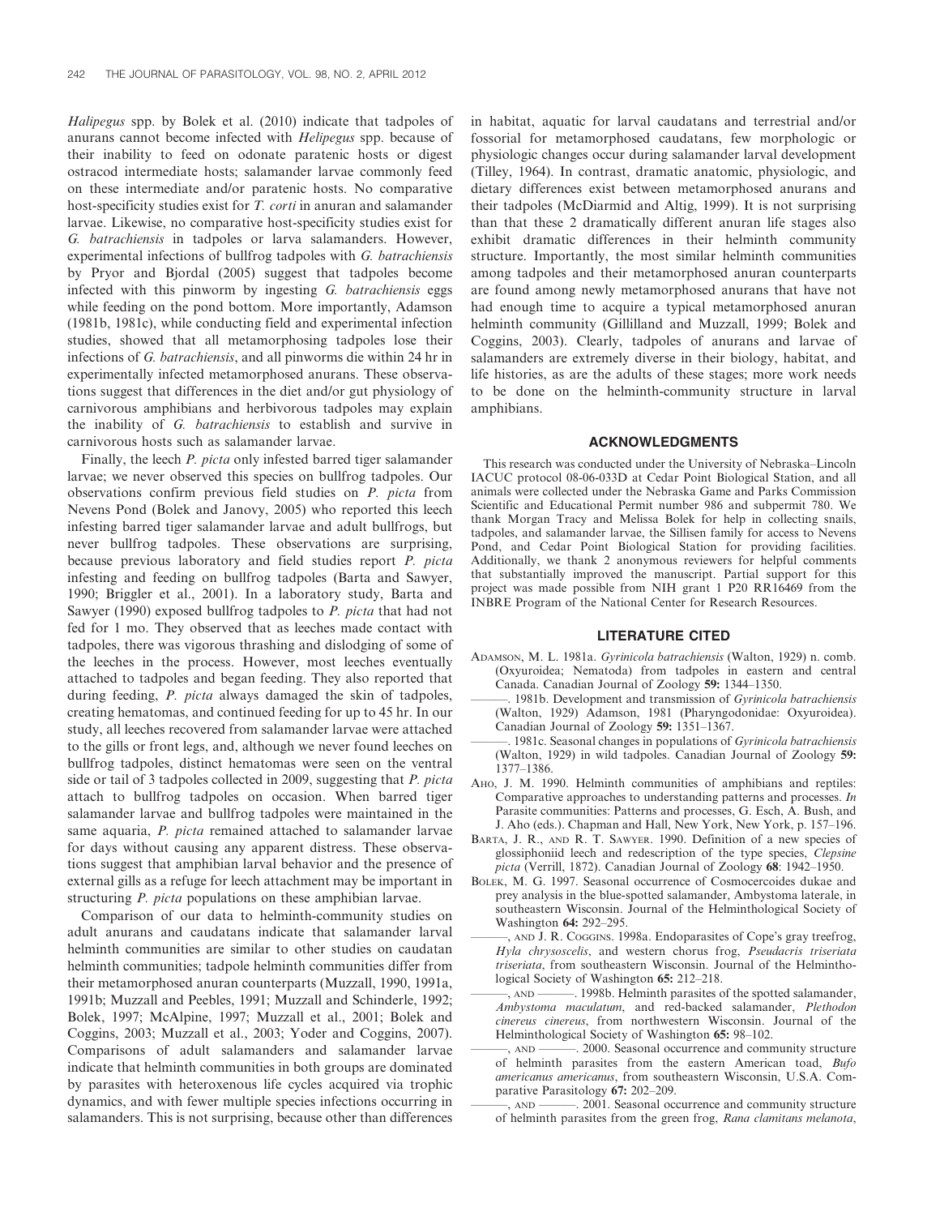*Halipegus* spp. by Bolek et al. (2010) indicate that tadpoles of anurans cannot become infected with *Helipegus* spp. because of their inability to feed on odonate paratenic hosts or digest ostracod intermediate hosts; salamander larvae commonly feed on these intermediate and/or paratenic hosts. No comparative host-specificity studies exist for *T. corti* in anuran and salamander larvae. Likewise, no comparative host-specificity studies exist for *G. batrachiensis* in tadpoles or larva salamanders. However, experimental infections of bullfrog tadpoles with *G. batrachiensis* by Pryor and Bjordal (2005) suggest that tadpoles become infected with this pinworm by ingesting *G. batrachiensis* eggs while feeding on the pond bottom. More importantly, Adamson (1981b, 1981c), while conducting field and experimental infection studies, showed that all metamorphosing tadpoles lose their infections of *G. batrachiensis*, and all pinworms die within 24 hr in experimentally infected metamorphosed anurans. These observations suggest that differences in the diet and/or gut physiology of carnivorous amphibians and herbivorous tadpoles may explain the inability of *G. batrachiensis* to establish and survive in carnivorous hosts such as salamander larvae.

Finally, the leech *P. picta* only infested barred tiger salamander larvae; we never observed this species on bullfrog tadpoles. Our observations confirm previous field studies on *P. picta* from Nevens Pond (Bolek and Janovy, 2005) who reported this leech infesting barred tiger salamander larvae and adult bullfrogs, but never bullfrog tadpoles. These observations are surprising, because previous laboratory and field studies report *P. picta* infesting and feeding on bullfrog tadpoles (Barta and Sawyer, 1990; Briggler et al., 2001). In a laboratory study, Barta and Sawyer (1990) exposed bullfrog tadpoles to *P. picta* that had not fed for 1 mo. They observed that as leeches made contact with tadpoles, there was vigorous thrashing and dislodging of some of the leeches in the process. However, most leeches eventually attached to tadpoles and began feeding. They also reported that during feeding, *P. picta* always damaged the skin of tadpoles, creating hematomas, and continued feeding for up to 45 hr. In our study, all leeches recovered from salamander larvae were attached to the gills or front legs, and, although we never found leeches on bullfrog tadpoles, distinct hematomas were seen on the ventral side or tail of 3 tadpoles collected in 2009, suggesting that *P. picta* attach to bullfrog tadpoles on occasion. When barred tiger salamander larvae and bullfrog tadpoles were maintained in the same aquaria, *P. picta* remained attached to salamander larvae for days without causing any apparent distress. These observations suggest that amphibian larval behavior and the presence of external gills as a refuge for leech attachment may be important in structuring *P. picta* populations on these amphibian larvae.

Comparison of our data to helminth-community studies on adult anurans and caudatans indicate that salamander larval helminth communities are similar to other studies on caudatan helminth communities; tadpole helminth communities differ from their metamorphosed anuran counterparts (Muzzall, 1990, 1991a, 1991b; Muzzall and Peebles, 1991; Muzzall and Schinderle, 1992; Bolek, 1997; McAlpine, 1997; Muzzall et al., 2001; Bolek and Coggins, 2003; Muzzall et al., 2003; Yoder and Coggins, 2007). Comparisons of adult salamanders and salamander larvae indicate that helminth communities in both groups are dominated by parasites with heteroxenous life cycles acquired via trophic dynamics, and with fewer multiple species infections occurring in salamanders. This is not surprising, because other than differences in habitat, aquatic for larval caudatans and terrestrial and/or fossorial for metamorphosed caudatans, few morphologic or physiologic changes occur during salamander larval development (Tilley, 1964). In contrast, dramatic anatomic, physiologic, and dietary differences exist between metamorphosed anurans and their tadpoles (McDiarmid and Altig, 1999). It is not surprising than that these 2 dramatically different anuran life stages also exhibit dramatic differences in their helminth community structure. Importantly, the most similar helminth communities among tadpoles and their metamorphosed anuran counterparts are found among newly metamorphosed anurans that have not had enough time to acquire a typical metamorphosed anuran helminth community (Gillilland and Muzzall, 1999; Bolek and Coggins, 2003). Clearly, tadpoles of anurans and larvae of salamanders are extremely diverse in their biology, habitat, and life histories, as are the adults of these stages; more work needs to be done on the helminth-community structure in larval amphibians.

## ACKNOWLEDGMENTS

This research was conducted under the University of Nebraska–Lincoln IACUC protocol 08-06-033D at Cedar Point Biological Station, and all animals were collected under the Nebraska Game and Parks Commission Scientific and Educational Permit number 986 and subpermit 780. We thank Morgan Tracy and Melissa Bolek for help in collecting snails, tadpoles, and salamander larvae, the Sillisen family for access to Nevens Pond, and Cedar Point Biological Station for providing facilities. Additionally, we thank 2 anonymous reviewers for helpful comments that substantially improved the manuscript. Partial support for this project was made possible from NIH grant 1 P20 RR16469 from the INBRE Program of the National Center for Research Resources.

## LITERATURE CITED

Adamson, M. L. 1981a. *Gyrinicola batrachiensis* (Walton, 1929) n. comb. (Oxyuroidea; Nematoda) from tadpoles in eastern and central Canada. Canadian Journal of Zoology **59:** 1344–1350.

———. 1981b. Development and transmission of *Gyrinicola batrachiensis* (Walton, 1929) Adamson, 1981 (Pharyngodonidae: Oxyuroidea). Canadian Journal of Zoology **59:** 1351–1367.

———. 1981c. Seasonal changes in populations of *Gyrinicola batrachiensis* (Walton, 1929) in wild tadpoles. Canadian Journal of Zoology **59:** 1377–1386.

Aho, J. M. 1990. Helminth communities of amphibians and reptiles: Comparative approaches to understanding patterns and processes. *In* Parasite communities: Patterns and processes, G. Esch, A. Bush, and J. Aho (eds.). Chapman and Hall, New York, New York, p. 157–196.

Barta, J. R., and R. T. Sawyer. 1990. Definition of a new species of glossiphoniid leech and redescription of the type species, *Clepsine picta* (Verrill, 1872). Canadian Journal of Zoology **68**: 1942–1950.

Bolek, M. G. 1997. Seasonal occurrence of Cosmocercoides dukae and prey analysis in the blue-spotted salamander, Ambystoma laterale, in southeastern Wisconsin. Journal of the Helminthological Society of Washington **64:** 292–295.

———, and J. R. Coggins. 1998a. Endoparasites of Cope's gray treefrog, *Hyla chrysoscelis*, and western chorus frog, *Pseudacris triseriata triseriata*, from southeastern Wisconsin. Journal of the Helminthological Society of Washington **65:** 212–218.

———, and ———. 1998b. Helminth parasites of the spotted salamander, *Ambystoma maculatum*, and red-backed salamander, *Plethodon cinereus cinereus*, from northwestern Wisconsin. Journal of the Helminthological Society of Washington **65:** 98–102.

———, and ———. 2000. Seasonal occurrence and community structure of helminth parasites from the eastern American toad, *Bufo americanus americanus*, from southeastern Wisconsin, U.S.A. Comparative Parasitology **67:** 202–209.

———, and ———. 2001. Seasonal occurrence and community structure of helminth parasites from the green frog, *Rana clamitans melanota*,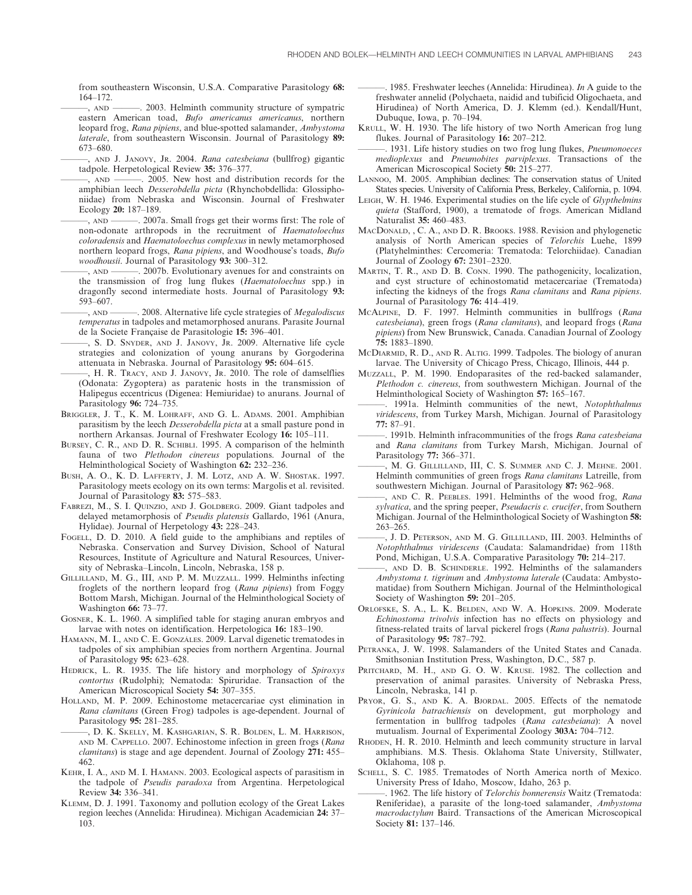from southeastern Wisconsin, U.S.A. Comparative Parasitology **68:** 164–172.

———, AND ———. 2003. Helminth community structure of sympatric eastern American toad, *Bufo americanus americanus*, northern leopard frog, *Rana pipiens*, and blue-spotted salamander, *Ambystoma laterale*, from southeastern Wisconsin. Journal of Parasitology **89:** 673–680.

———, AND J. JANOVY, JR. 2004. *Rana catesbeiana* (bullfrog) gigantic tadpole. Herpetological Review **35:** 376–377.

———, AND ———. 2005. New host and distribution records for the amphibian leech *Desserobdella picta* (Rhynchobdellida: Glossiphoniidae) from Nebraska and Wisconsin. Journal of Freshwater Ecology **20:** 187–189.

———, AND ———. 2007a. Small frogs get their worms first: The role of non-odonate arthropods in the recruitment of *Haematoloechus coloradensis* and *Haematoloechus complexus* in newly metamorphosed northern leopard frogs, *Rana pipiens*, and Woodhouse's toads, *Bufo woodhousii*. Journal of Parasitology **93:** 300–312.

———, AND ———. 2007b. Evolutionary avenues for and constraints on the transmission of frog lung flukes (*Haematoloechus* spp.) in dragonfly second intermediate hosts. Journal of Parasitology **93:** 593–607.

———, AND ———. 2008. Alternative life cycle strategies of *Megalodiscus temperatus* in tadpoles and metamorphosed anurans. Parasite Journal de la Societe Française de Parasitologie **15:** 396–401.

———, S. D. SNYDER, AND J. JANOVY, JR. 2009. Alternative life cycle strategies and colonization of young anurans by Gorgoderina attenuata in Nebraska. Journal of Parasitology **95:** 604–615.

———, H. R. TRACY, AND J. JANOVY, JR. 2010. The role of damselflies (Odonata: Zygoptera) as paratenic hosts in the transmission of Halipegus eccentricus (Digenea: Hemiuridae) to anurans. Journal of Parasitology **96:** 724–735.

BRIGGLER, J. T., K. M. LOHRAFF, AND G. L. ADAMS. 2001. Amphibian parasitism by the leech *Desserobdella picta* at a small pasture pond in northern Arkansas. Journal of Freshwater Ecology **16:** 105–111.

BURSEY, C. R., AND D. R. SCHIBLI. 1995. A comparison of the helminth fauna of two *Plethodon cinereus* populations. Journal of the Helminthological Society of Washington **62:** 232–236.

BUSH, A. O., K. D. LAFFERTY, J. M. LOTZ, AND A. W. SHOSTAK. 1997. Parasitology meets ecology on its own terms: Margolis et al. revisited. Journal of Parasitology **83:** 575–583.

FABREZI, M., S. I. QUINZIO, AND J. GOLDBERG. 2009. Giant tadpoles and delayed metamorphosis of *Pseudis platensis* Gallardo, 1961 (Anura, Hylidae). Journal of Herpetology **43:** 228–243.

FOGELL, D. D. 2010. A field guide to the amphibians and reptiles of Nebraska. Conservation and Survey Division, School of Natural Resources, Institute of Agriculture and Natural Resources, University of Nebraska–Lincoln, Lincoln, Nebraska, 158 p.

GILLILLAND, M. G., III, AND P. M. MUZZALL. 1999. Helminths infecting froglets of the northern leopard frog (*Rana pipiens*) from Foggy Bottom Marsh, Michigan. Journal of the Helminthological Society of Washington **66:** 73–77.

GOSNER, K. L. 1960. A simplified table for staging anuran embryos and larvae with notes on identification. Herpetologica **16:** 183–190.

HAMANN, M. I., AND C. E. GONZÁLES. 2009. Larval digenetic trematodes in tadpoles of six amphibian species from northern Argentina. Journal of Parasitology **95:** 623–628.

HEDRICK, L. R. 1935. The life history and morphology of *Spiroxys contortus* (Rudolphi); Nematoda: Spiruridae. Transaction of the American Microscopical Society **54:** 307–355.

HOLLAND, M. P. 2009. Echinostome metacercariae cyst elimination in *Rana clamitans* (Green Frog) tadpoles is age-dependent. Journal of Parasitology **95:** 281–285.

———, D. K. SKELLY, M. KASHGARIAN, S. R. BOLDEN, L. M. HARRISON, AND M. CAPPELLO. 2007. Echinostome infection in green frogs (*Rana clamitans*) is stage and age dependent. Journal of Zoology **271:** 455–462.

KEHR, I. A., AND M. I. HAMANN. 2003. Ecological aspects of parasitism in the tadpole of *Pseudis paradoxa* from Argentina. Herpetological Review **34:** 336–341.

KLEMM, D. J. 1991. Taxonomy and pollution ecology of the Great Lakes region leeches (Annelida: Hirudinea). Michigan Academician **24:** 37–103.

———. 1985. Freshwater leeches (Annelida: Hirudinea). *In* A guide to the freshwater annelid (Polychaeta, naidid and tubificid Oligochaeta, and Hirudinea) of North America, D. J. Klemm (ed.). Kendall/Hunt, Dubuque, Iowa, p. 70–194.

KRULL, W. H. 1930. The life history of two North American frog lung flukes. Journal of Parasitology **16:** 207–212.

———. 1931. Life history studies on two frog lung flukes, *Pneumonoeces medioplexus* and *Pneumobites parviplexus*. Transactions of the American Microscopical Society **50:** 215–277.

LANNOO, M. 2005. Amphibian declines: The conservation status of United States species. University of California Press, Berkeley, California, p. 1094.

LEIGH, W. H. 1946. Experimental studies on the life cycle of *Glypthelmins quieta* (Stafford, 1900), a trematode of frogs. American Midland Naturalist **35:** 460–483.

MACDONALD, , C. A., AND D. R. BROOKS. 1988. Revision and phylogenetic analysis of North American species of *Telorchis* Luehe, 1899 (Platyhelminthes: Cercomeria: Trematoda: Telorchiidae). Canadian Journal of Zoology **67:** 2301–2320.

MARTIN, T. R., AND D. B. CONN. 1990. The pathogenicity, localization, and cyst structure of echinostomatid metacercariae (Trematoda) infecting the kidneys of the frogs *Rana clamitans* and *Rana pipiens*. Journal of Parasitology **76:** 414–419.

MCALPINE, D. F. 1997. Helminth communities in bullfrogs (*Rana catesbeiana*), green frogs (*Rana clamitans*), and leopard frogs (*Rana pipiens*) from New Brunswick, Canada. Canadian Journal of Zoology **75:** 1883–1890.

MCDIARMID, R. D., AND R. ALTIG. 1999. Tadpoles. The biology of anuran larvae. The University of Chicago Press, Chicago, Illinois, 444 p.

MUZZALL, P. M. 1990. Endoparasites of the red-backed salamander, *Plethodon c. cinereus*, from southwestern Michigan. Journal of the Helminthological Society of Washington **57:** 165–167.

———. 1991a. Helminth communities of the newt, *Notophthalmus viridescens*, from Turkey Marsh, Michigan. Journal of Parasitology **77:** 87–91.

———. 1991b. Helminth infracommunities of the frogs *Rana catesbeiana* and *Rana clamitans* from Turkey Marsh, Michigan. Journal of Parasitology **77:** 366–371.

———, M. G. GILLILLAND, III, C. S. SUMMER AND C. J. MEHNE. 2001. Helminth communities of green frogs *Rana clamitans* Latreille, from southwestern Michigan. Journal of Parasitology **87:** 962–968.

———, AND C. R. PEEBLES. 1991. Helminths of the wood frog, *Rana sylvatica*, and the spring peeper, *Pseudacris c. crucifer*, from Southern Michigan. Journal of the Helminthological Society of Washington **58:** 263–265.

———, J. D. PETERSON, AND M. G. GILLILLAND, III. 2003. Helminths of *Notophthalmus viridescens* (Caudata: Salamandridae) from 118th Pond, Michigan, U.S.A. Comparative Parasitology **70:** 214–217.

———, AND D. B. SCHINDERLE. 1992. Helminths of the salamanders *Ambystoma t. tigrinum* and *Ambystoma laterale* (Caudata: Ambystomatidae) from Southern Michigan. Journal of the Helminthological Society of Washington **59:** 201–205.

ORLOFSKE, S. A., L. K. BELDEN, AND W. A. HOPKINS. 2009. Moderate *Echinostoma trivolvis* infection has no effects on physiology and fitness-related traits of larval pickerel frogs (*Rana palustris*). Journal of Parasitology **95:** 787–792.

PETRANKA, J. W. 1998. Salamanders of the United States and Canada. Smithsonian Institution Press, Washington, D.C., 587 p.

PRITCHARD, M. H., AND G. O. W. KRUSE. 1982. The collection and preservation of animal parasites. University of Nebraska Press, Lincoln, Nebraska, 141 p.

PRYOR, G. S., AND K. A. BJORDAL. 2005. Effects of the nematode *Gyrinicola batrachiensis* on development, gut morphology and fermentation in bullfrog tadpoles (*Rana catesbeiana*): A novel mutualism. Journal of Experimental Zoology **303A:** 704–712.

RHODEN, H. R. 2010. Helminth and leech community structure in larval amphibians. M.S. Thesis. Oklahoma State University, Stillwater, Oklahoma, 108 p.

SCHELL, S. C. 1985. Trematodes of North America north of Mexico. University Press of Idaho, Moscow, Idaho, 263 p.

———. 1962. The life history of *Telorchis bonnerensis* Waitz (Trematoda: Reniferidae), a parasite of the long-toed salamander, *Ambystoma macrodactylum* Baird. Transactions of the American Microscopical Society **81:** 137–146.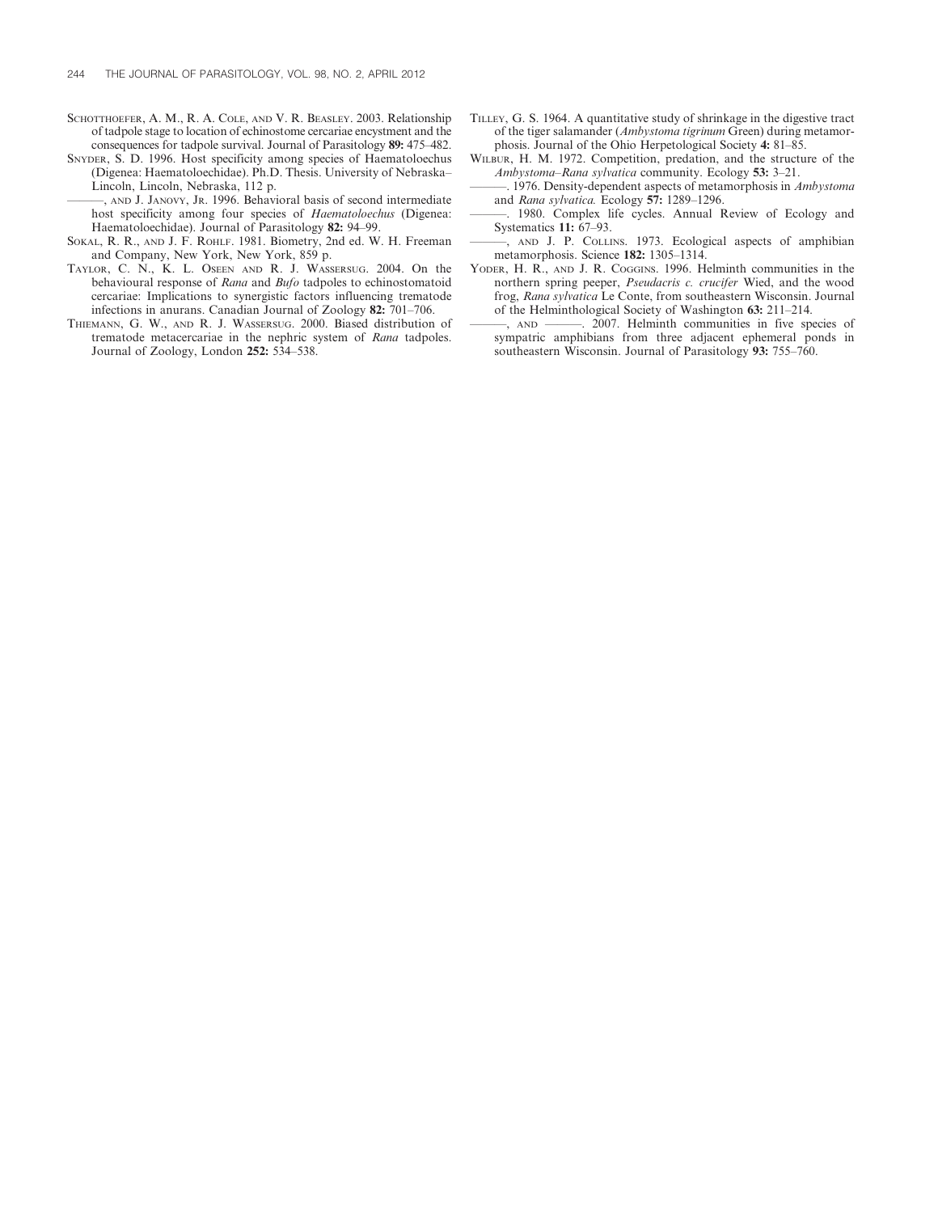Schotthoefer, A. M., R. A. Cole, and V. R. Beasley. 2003. Relationship of tadpole stage to location of echinostome cercariae encystment and the consequences for tadpole survival. Journal of Parasitology **89:** 475–482.

Snyder, S. D. 1996. Host specificity among species of Haematoloechus (Digenea: Haematoloechidae). Ph.D. Thesis. University of Nebraska–Lincoln, Lincoln, Nebraska, 112 p.

———, and J. Janovy, Jr. 1996. Behavioral basis of second intermediate host specificity among four species of *Haematoloechus* (Digenea: Haematoloechidae). Journal of Parasitology **82:** 94–99.

Sokal, R. R., and J. F. Rohlf. 1981. Biometry, 2nd ed. W. H. Freeman and Company, New York, New York, 859 p.

Taylor, C. N., K. L. Oseen and R. J. Wassersug. 2004. On the behavioural response of *Rana* and *Bufo* tadpoles to echinostomatoid cercariae: Implications to synergistic factors influencing trematode infections in anurans. Canadian Journal of Zoology **82:** 701–706.

Thiemann, G. W., and R. J. Wassersug. 2000. Biased distribution of trematode metacercariae in the nephric system of *Rana* tadpoles. Journal of Zoology, London **252:** 534–538.

Tilley, G. S. 1964. A quantitative study of shrinkage in the digestive tract of the tiger salamander (*Ambystoma tigrinum* Green) during metamorphosis. Journal of the Ohio Herpetological Society **4:** 81–85.

Wilbur, H. M. 1972. Competition, predation, and the structure of the *Ambystoma–Rana sylvatica* community. Ecology **53:** 3–21.

———. 1976. Density-dependent aspects of metamorphosis in *Ambystoma* and *Rana sylvatica.* Ecology **57:** 1289–1296.

———. 1980. Complex life cycles. Annual Review of Ecology and Systematics **11:** 67–93.

———, and J. P. Collins. 1973. Ecological aspects of amphibian metamorphosis. Science **182:** 1305–1314.

Yoder, H. R., and J. R. Coggins. 1996. Helminth communities in the northern spring peeper, *Pseudacris c. crucifer* Wied, and the wood frog, *Rana sylvatica* Le Conte, from southeastern Wisconsin. Journal of the Helminthological Society of Washington **63:** 211–214.

———, and ———. 2007. Helminth communities in five species of sympatric amphibians from three adjacent ephemeral ponds in southeastern Wisconsin. Journal of Parasitology **93:** 755–760.